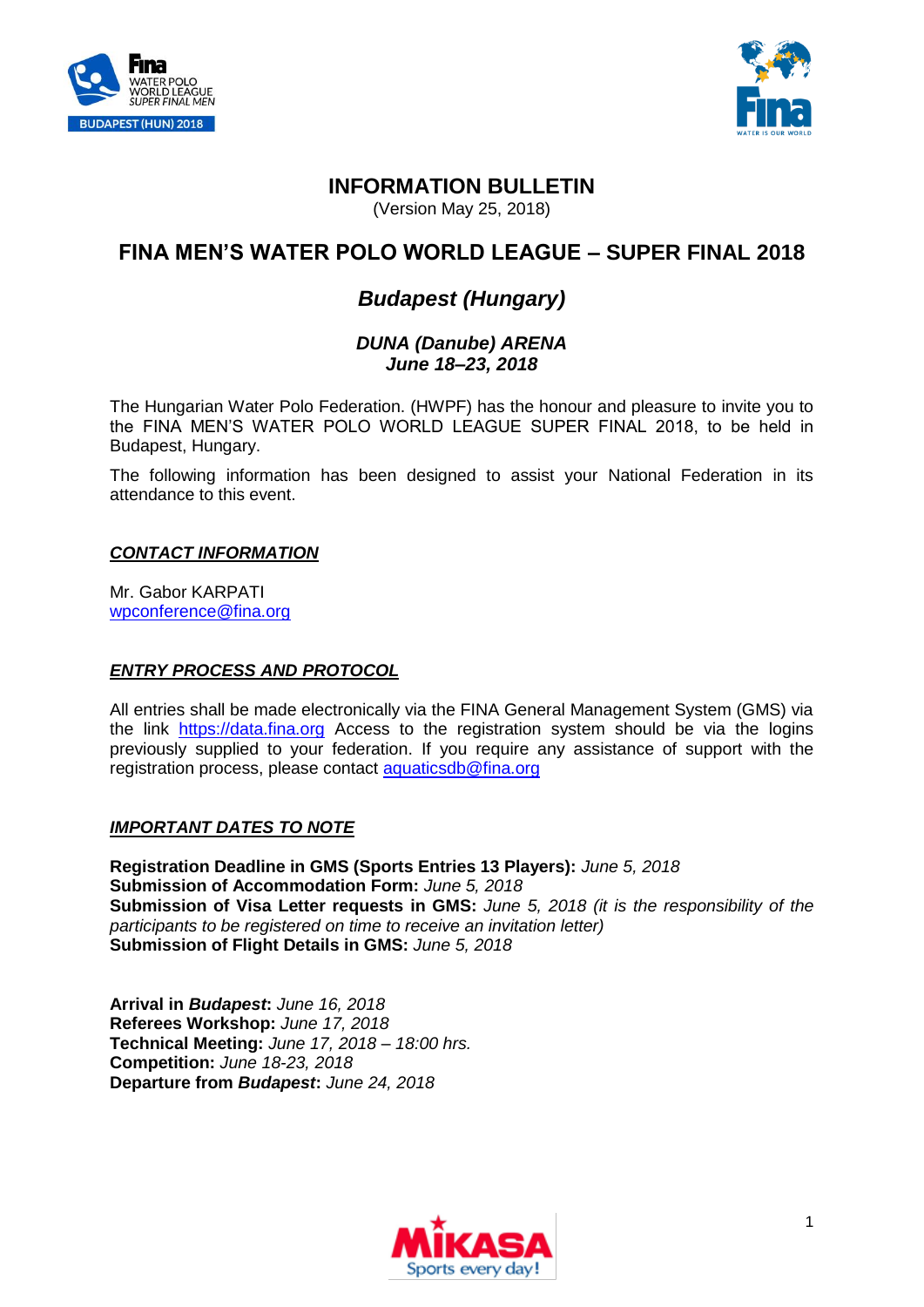# INFORMATION BULLETIN

(Version May 25, 2018)

## FINA MEN'S WATER POLO WORLD LEAGUE – SUPER FINAL 2018

### *Budapest (Hungary)*

***DUNA (Danube) ARENA***
***June 18–23, 2018***

The Hungarian Water Polo Federation. (HWPF) has the honour and pleasure to invite you to the FINA MEN'S WATER POLO WORLD LEAGUE SUPER FINAL 2018, to be held in Budapest, Hungary.

The following information has been designed to assist your National Federation in its attendance to this event.

***CONTACT INFORMATION***

Mr. Gabor KARPATI
wpconference@fina.org

***ENTRY PROCESS AND PROTOCOL***

All entries shall be made electronically via the FINA General Management System (GMS) via the link https://data.fina.org Access to the registration system should be via the logins previously supplied to your federation. If you require any assistance of support with the registration process, please contact aquaticsdb@fina.org

***IMPORTANT DATES TO NOTE***

**Registration Deadline in GMS (Sports Entries 13 Players):** *June 5, 2018*
**Submission of Accommodation Form:** *June 5, 2018*
**Submission of Visa Letter requests in GMS:** *June 5, 2018 (it is the responsibility of the participants to be registered on time to receive an invitation letter)*
**Submission of Flight Details in GMS:** *June 5, 2018*

**Arrival in *Budapest*:** *June 16, 2018*
**Referees Workshop:** *June 17, 2018*
**Technical Meeting:** *June 17, 2018 – 18:00 hrs.*
**Competition:** *June 18-23, 2018*
**Departure from *Budapest*:** *June 24, 2018*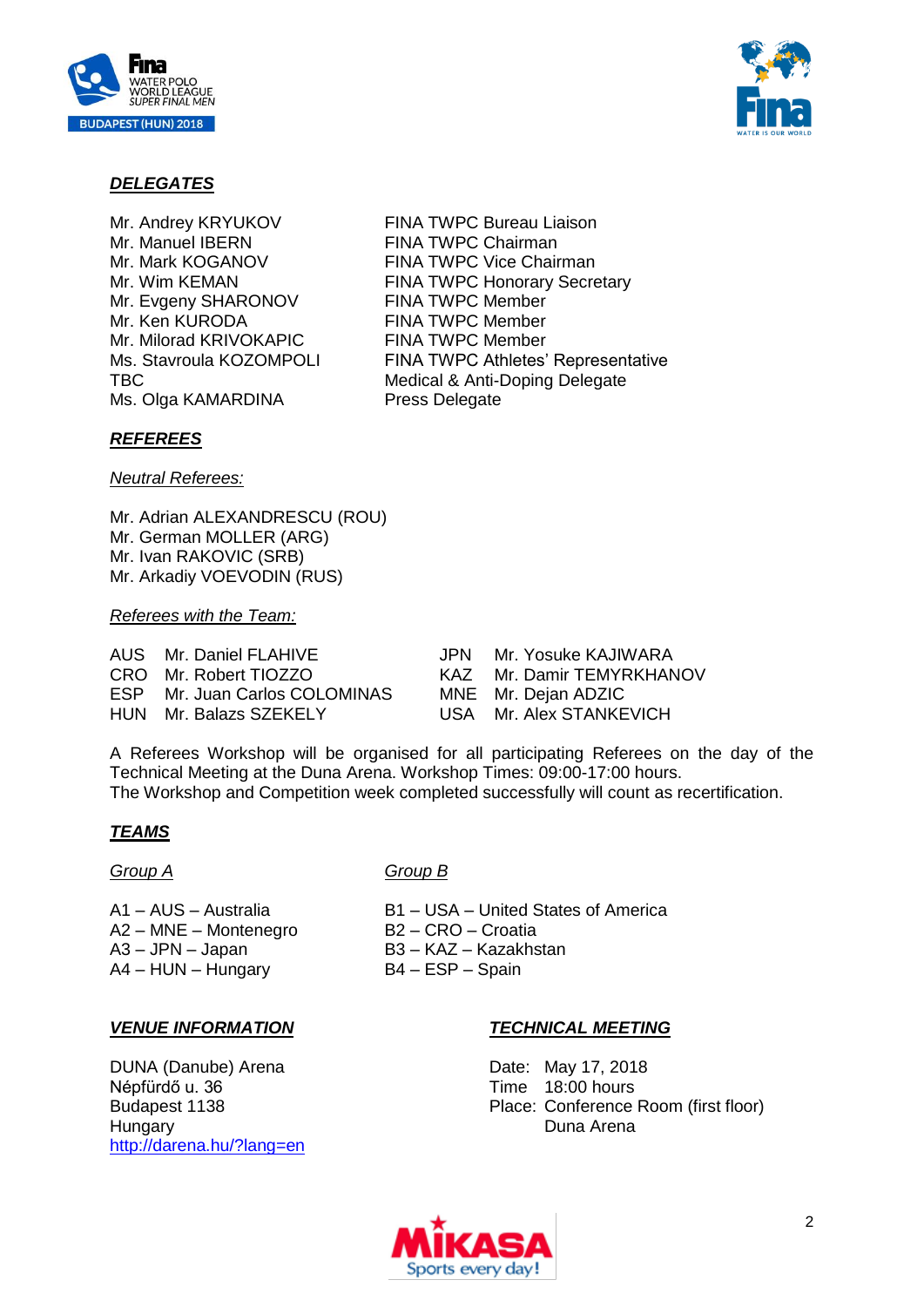## DELEGATES

| | |
|---|---|
| Mr. Andrey KRYUKOV | FINA TWPC Bureau Liaison |
| Mr. Manuel IBERN | FINA TWPC Chairman |
| Mr. Mark KOGANOV | FINA TWPC Vice Chairman |
| Mr. Wim KEMAN | FINA TWPC Honorary Secretary |
| Mr. Evgeny SHARONOV | FINA TWPC Member |
| Mr. Ken KURODA | FINA TWPC Member |
| Mr. Milorad KRIVOKAPIC | FINA TWPC Member |
| Ms. Stavroula KOZOMPOLI | FINA TWPC Athletes' Representative |
| TBC | Medical & Anti-Doping Delegate |
| Ms. Olga KAMARDINA | Press Delegate |

## REFEREES

*Neutral Referees:*

Mr. Adrian ALEXANDRESCU (ROU)
Mr. German MOLLER (ARG)
Mr. Ivan RAKOVIC (SRB)
Mr. Arkadiy VOEVODIN (RUS)

*Referees with the Team:*

| | | | |
|---|---|---|---|
| AUS | Mr. Daniel FLAHIVE | JPN | Mr. Yosuke KAJIWARA |
| CRO | Mr. Robert TIOZZO | KAZ | Mr. Damir TEMYRKHANOV |
| ESP | Mr. Juan Carlos COLOMINAS | MNE | Mr. Dejan ADZIC |
| HUN | Mr. Balazs SZEKELY | USA | Mr. Alex STANKEVICH |

A Referees Workshop will be organised for all participating Referees on the day of the Technical Meeting at the Duna Arena. Workshop Times: 09:00-17:00 hours.
The Workshop and Competition week completed successfully will count as recertification.

## TEAMS

| Group A | Group B |
|---|---|
| A1 – AUS – Australia | B1 – USA – United States of America |
| A2 – MNE – Montenegro | B2 – CRO – Croatia |
| A3 – JPN – Japan | B3 – KAZ – Kazakhstan |
| A4 – HUN – Hungary | B4 – ESP – Spain |

## VENUE INFORMATION

DUNA (Danube) Arena
Népfürdő u. 36
Budapest 1138
Hungary
http://darena.hu/?lang=en

## TECHNICAL MEETING

Date: May 17, 2018
Time 18:00 hours
Place: Conference Room (first floor)
Duna Arena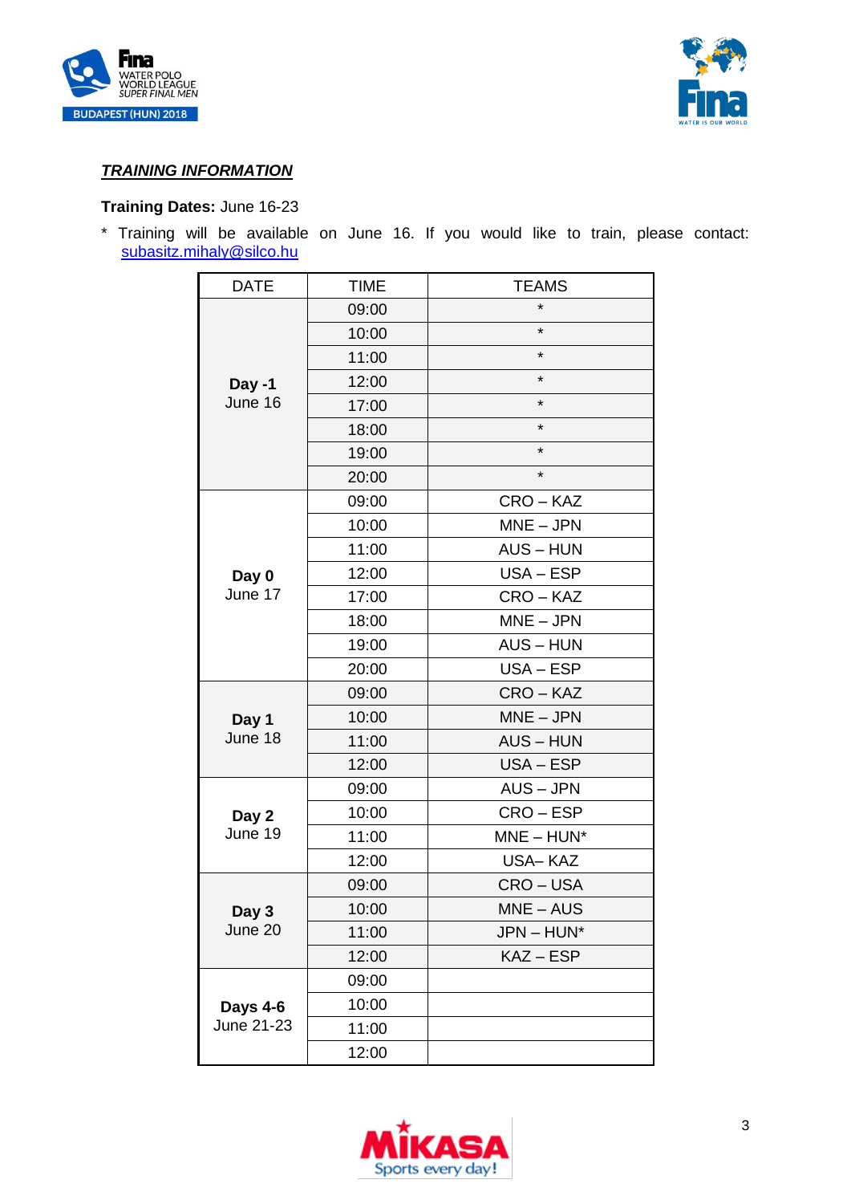***TRAINING INFORMATION***

**Training Dates:** June 16-23

* Training will be available on June 16. If you would like to train, please contact: subasitz.mihaly@silco.hu

| DATE | TIME | TEAMS |
|---|---|---|
| **Day -1** June 16 | 09:00 | * |
| | 10:00 | * |
| | 11:00 | * |
| | 12:00 | * |
| | 17:00 | * |
| | 18:00 | * |
| | 19:00 | * |
| | 20:00 | * |
| **Day 0** June 17 | 09:00 | CRO – KAZ |
| | 10:00 | MNE – JPN |
| | 11:00 | AUS – HUN |
| | 12:00 | USA – ESP |
| | 17:00 | CRO – KAZ |
| | 18:00 | MNE – JPN |
| | 19:00 | AUS – HUN |
| | 20:00 | USA – ESP |
| **Day 1** June 18 | 09:00 | CRO – KAZ |
| | 10:00 | MNE – JPN |
| | 11:00 | AUS – HUN |
| | 12:00 | USA – ESP |
| **Day 2** June 19 | 09:00 | AUS – JPN |
| | 10:00 | CRO – ESP |
| | 11:00 | MNE – HUN* |
| | 12:00 | USA– KAZ |
| **Day 3** June 20 | 09:00 | CRO – USA |
| | 10:00 | MNE – AUS |
| | 11:00 | JPN – HUN* |
| | 12:00 | KAZ – ESP |
| **Days 4-6** June 21-23 | 09:00 | |
| | 10:00 | |
| | 11:00 | |
| | 12:00 | |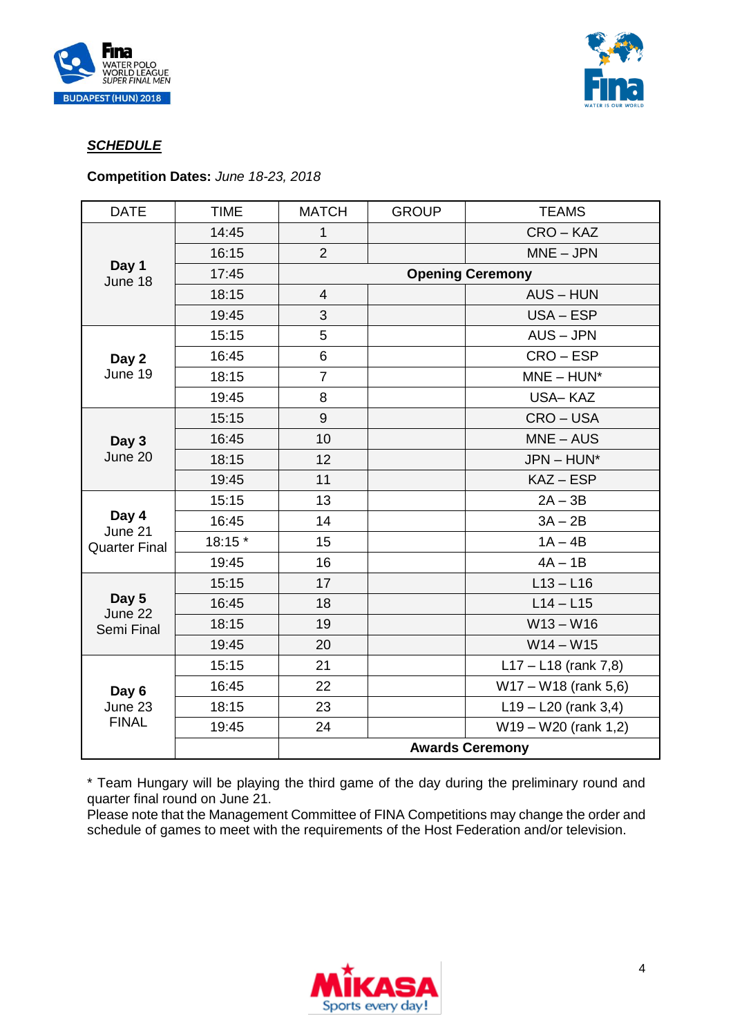***SCHEDULE***

**Competition Dates:** *June 18-23, 2018*

| DATE | TIME | MATCH | GROUP | TEAMS |
|---|---|---|---|---|
| **Day 1** June 18 | 14:45 | 1 | | CRO – KAZ |
| | 16:15 | 2 | | MNE – JPN |
| | 17:45 | **Opening Ceremony** | | |
| | 18:15 | 4 | | AUS – HUN |
| | 19:45 | 3 | | USA – ESP |
| **Day 2** June 19 | 15:15 | 5 | | AUS – JPN |
| | 16:45 | 6 | | CRO – ESP |
| | 18:15 | 7 | | MNE – HUN* |
| | 19:45 | 8 | | USA– KAZ |
| **Day 3** June 20 | 15:15 | 9 | | CRO – USA |
| | 16:45 | 10 | | MNE – AUS |
| | 18:15 | 12 | | JPN – HUN* |
| | 19:45 | 11 | | KAZ – ESP |
| **Day 4** June 21 Quarter Final | 15:15 | 13 | | 2A – 3B |
| | 16:45 | 14 | | 3A – 2B |
| | 18:15 * | 15 | | 1A – 4B |
| | 19:45 | 16 | | 4A – 1B |
| **Day 5** June 22 Semi Final | 15:15 | 17 | | L13 – L16 |
| | 16:45 | 18 | | L14 – L15 |
| | 18:15 | 19 | | W13 – W16 |
| | 19:45 | 20 | | W14 – W15 |
| **Day 6** June 23 FINAL | 15:15 | 21 | | L17 – L18 (rank 7,8) |
| | 16:45 | 22 | | W17 – W18 (rank 5,6) |
| | 18:15 | 23 | | L19 – L20 (rank 3,4) |
| | 19:45 | 24 | | W19 – W20 (rank 1,2) |
| | | **Awards Ceremony** | | |

* Team Hungary will be playing the third game of the day during the preliminary round and quarter final round on June 21.
Please note that the Management Committee of FINA Competitions may change the order and schedule of games to meet with the requirements of the Host Federation and/or television.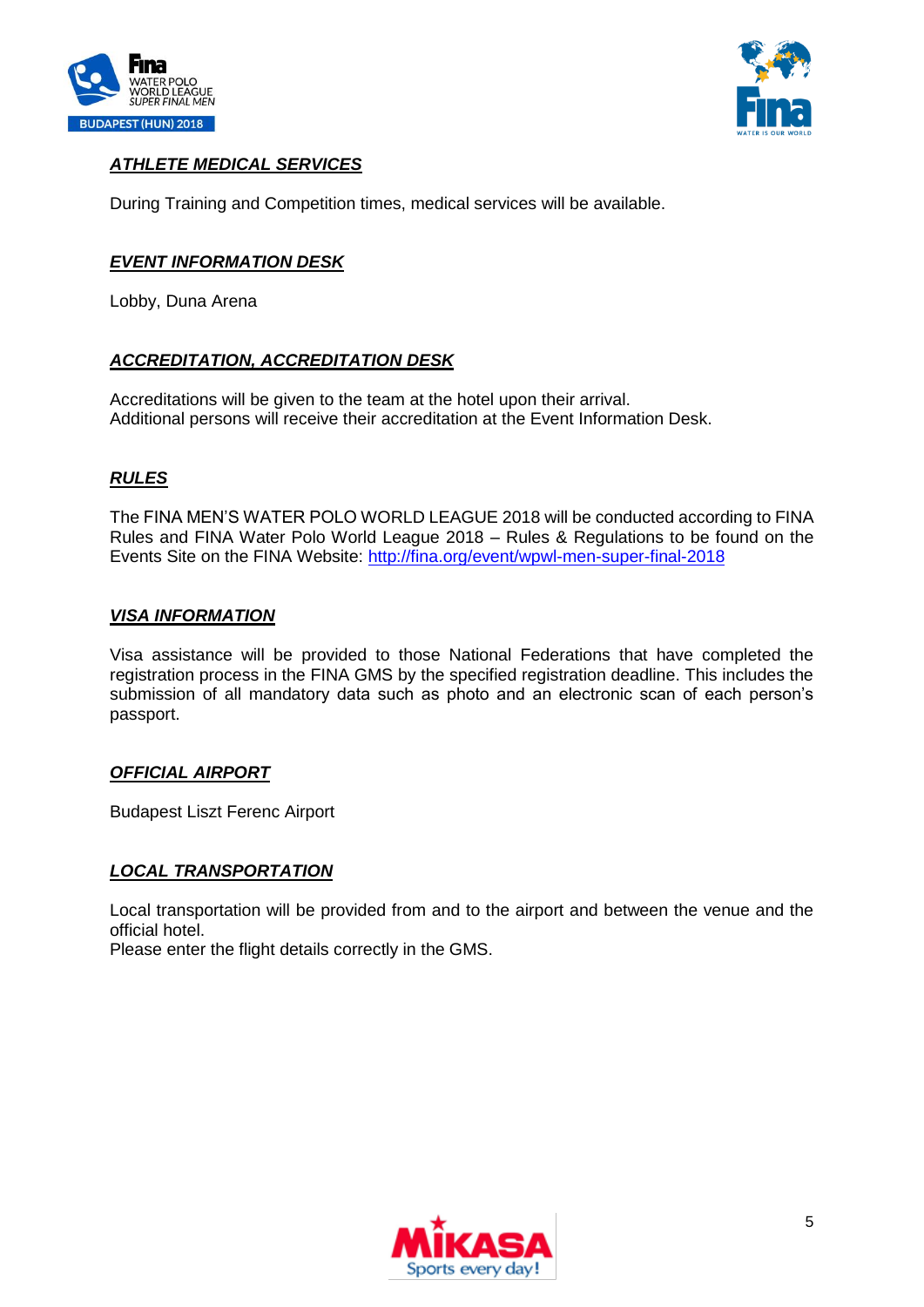## ***ATHLETE MEDICAL SERVICES***

During Training and Competition times, medical services will be available.

## ***EVENT INFORMATION DESK***

Lobby, Duna Arena

## ***ACCREDITATION, ACCREDITATION DESK***

Accreditations will be given to the team at the hotel upon their arrival.
Additional persons will receive their accreditation at the Event Information Desk.

## ***RULES***

The FINA MEN'S WATER POLO WORLD LEAGUE 2018 will be conducted according to FINA Rules and FINA Water Polo World League 2018 – Rules & Regulations to be found on the Events Site on the FINA Website: http://fina.org/event/wpwl-men-super-final-2018

## ***VISA INFORMATION***

Visa assistance will be provided to those National Federations that have completed the registration process in the FINA GMS by the specified registration deadline. This includes the submission of all mandatory data such as photo and an electronic scan of each person's passport.

## ***OFFICIAL AIRPORT***

Budapest Liszt Ferenc Airport

## ***LOCAL TRANSPORTATION***

Local transportation will be provided from and to the airport and between the venue and the official hotel.
Please enter the flight details correctly in the GMS.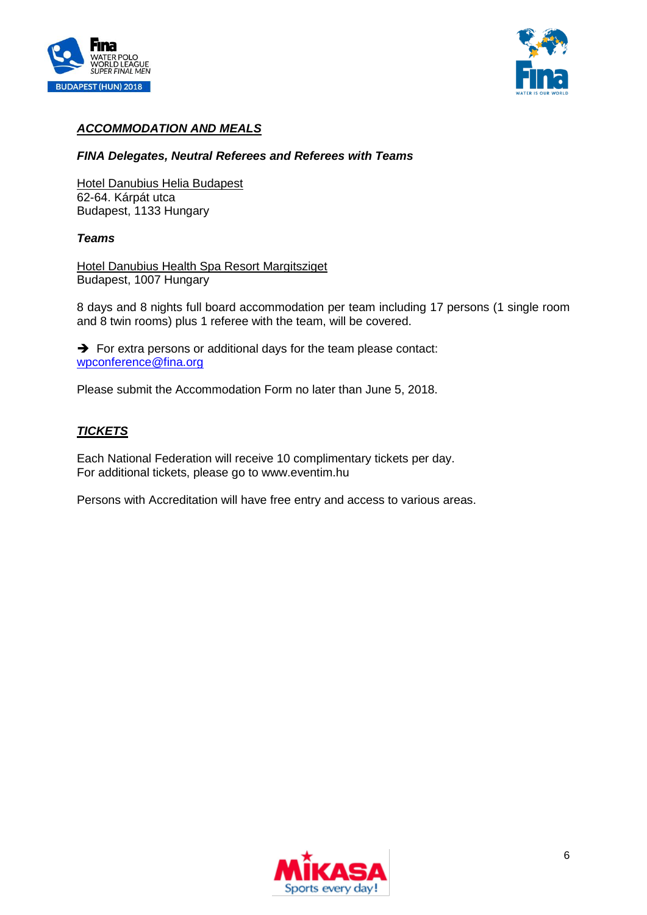## ***ACCOMMODATION AND MEALS***

***FINA Delegates, Neutral Referees and Referees with Teams***

Hotel Danubius Helia Budapest
62-64. Kárpát utca
Budapest, 1133 Hungary

***Teams***

Hotel Danubius Health Spa Resort Margitsziget
Budapest, 1007 Hungary

8 days and 8 nights full board accommodation per team including 17 persons (1 single room and 8 twin rooms) plus 1 referee with the team, will be covered.

➔ For extra persons or additional days for the team please contact: wpconference@fina.org

Please submit the Accommodation Form no later than June 5, 2018.

## ***TICKETS***

Each National Federation will receive 10 complimentary tickets per day.
For additional tickets, please go to www.eventim.hu

Persons with Accreditation will have free entry and access to various areas.